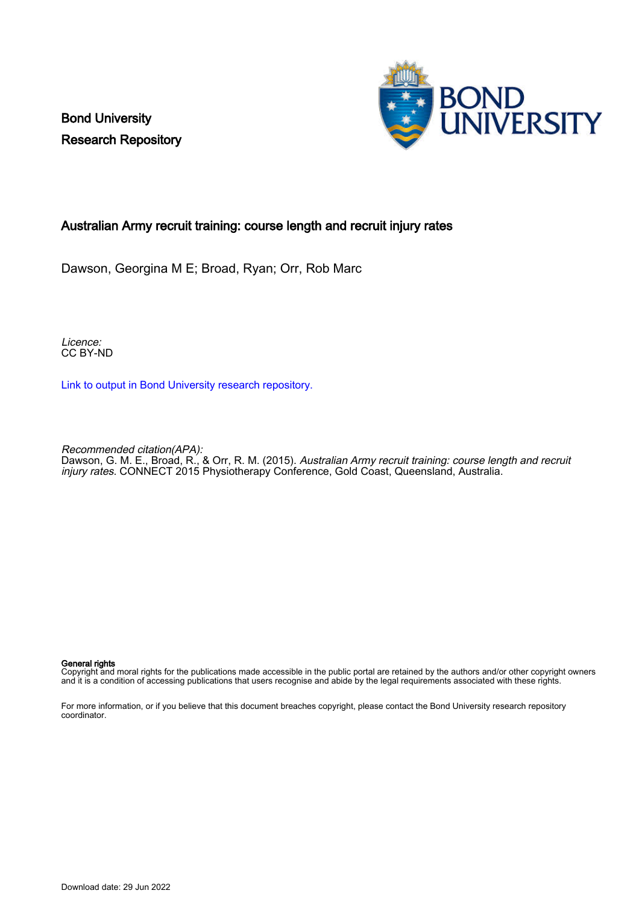Bond University
Research Repository

# Australian Army recruit training: course length and recruit injury rates

Dawson, Georgina M E; Broad, Ryan; Orr, Rob Marc

*Licence:*
CC BY-ND

Link to output in Bond University research repository.

*Recommended citation(APA):*
Dawson, G. M. E., Broad, R., & Orr, R. M. (2015). *Australian Army recruit training: course length and recruit injury rates*. CONNECT 2015 Physiotherapy Conference, Gold Coast, Queensland, Australia.

**General rights**
Copyright and moral rights for the publications made accessible in the public portal are retained by the authors and/or other copyright owners and it is a condition of accessing publications that users recognise and abide by the legal requirements associated with these rights.

For more information, or if you believe that this document breaches copyright, please contact the Bond University research repository coordinator.

Download date: 29 Jun 2022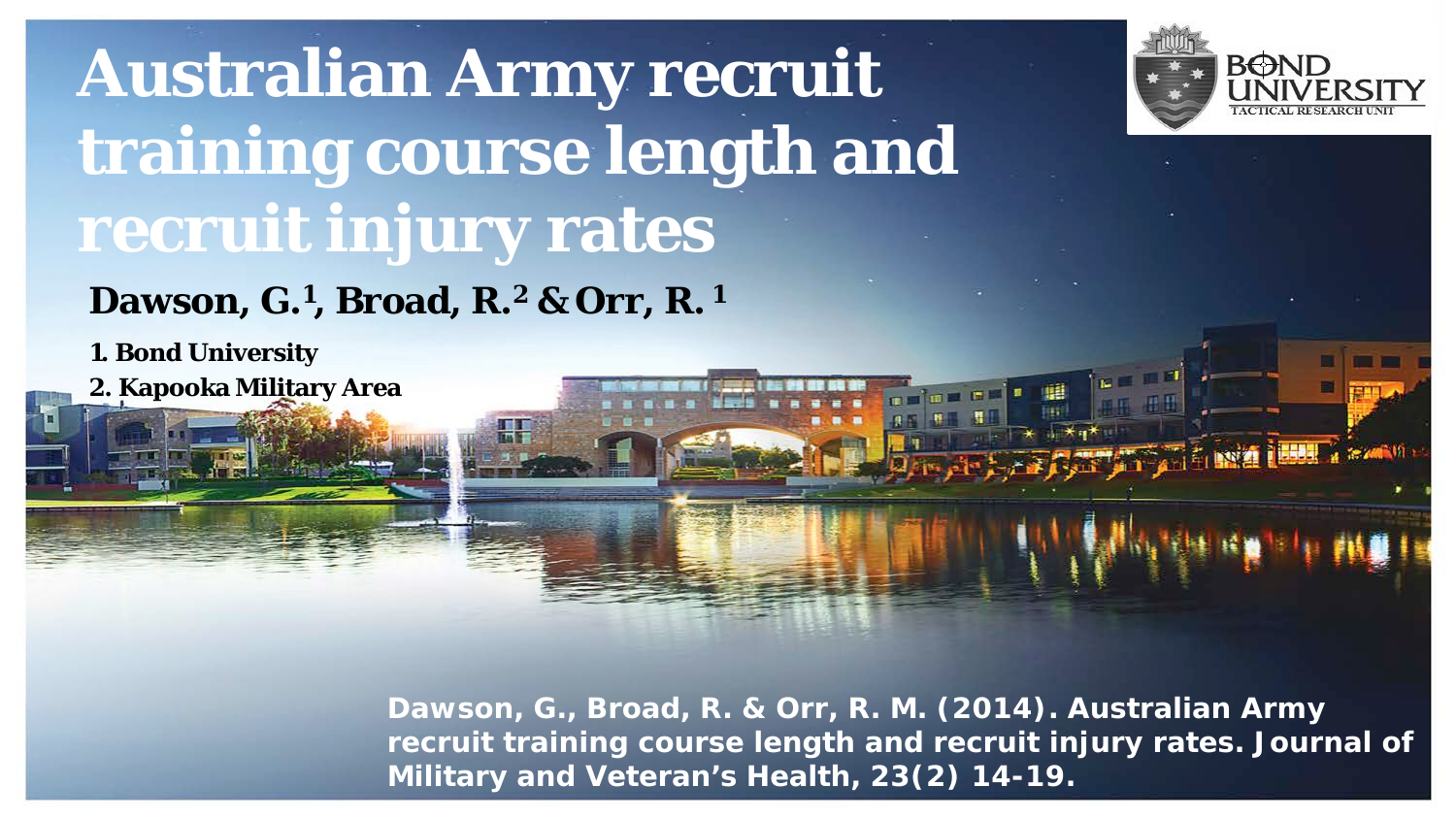# Australian Army recruit training course length and recruit injury rates

**Dawson, G.[1], Broad, R.[2] & Orr, R.[1]**

1. Bond University
2. Kapooka Military Area

BOND UNIVERSITY
TACTICAL RESEARCH UNIT

**Dawson, G., Broad, R. & Orr, R. M. (2014). Australian Army recruit training course length and recruit injury rates. Journal of Military and Veteran's Health, 23(2) 14-19.**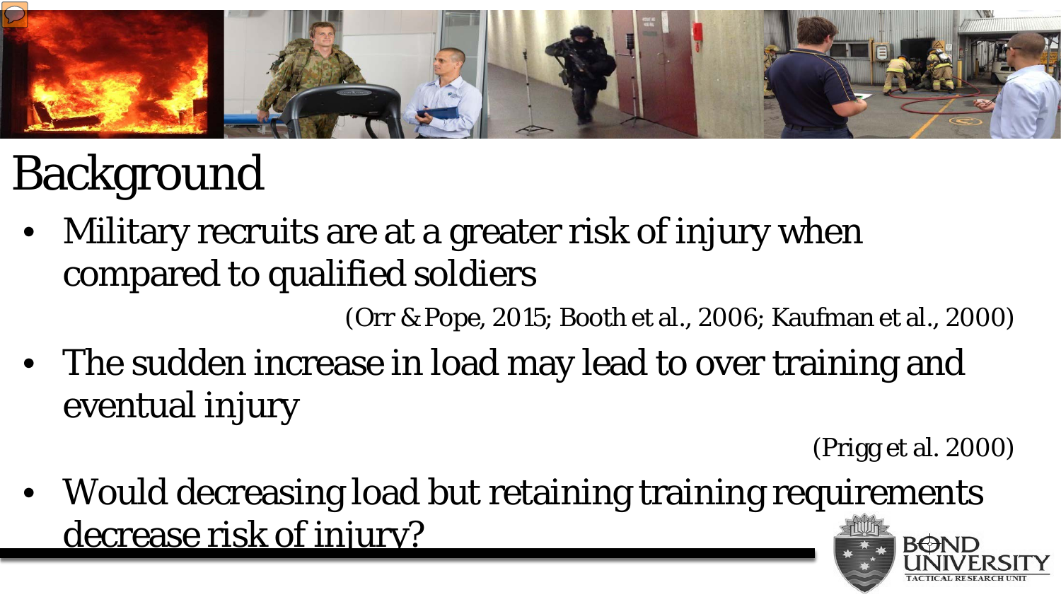# Background

- Military recruits are at a greater risk of injury when compared to qualified soldiers

  (Orr & Pope, 2015; Booth et al., 2006; Kaufman et al., 2000)

- The sudden increase in load may lead to over training and eventual injury

  (Prigg et al. 2000)

- Would decreasing load but retaining training requirements decrease risk of injury?

BOND UNIVERSITY
TACTICAL RESEARCH UNIT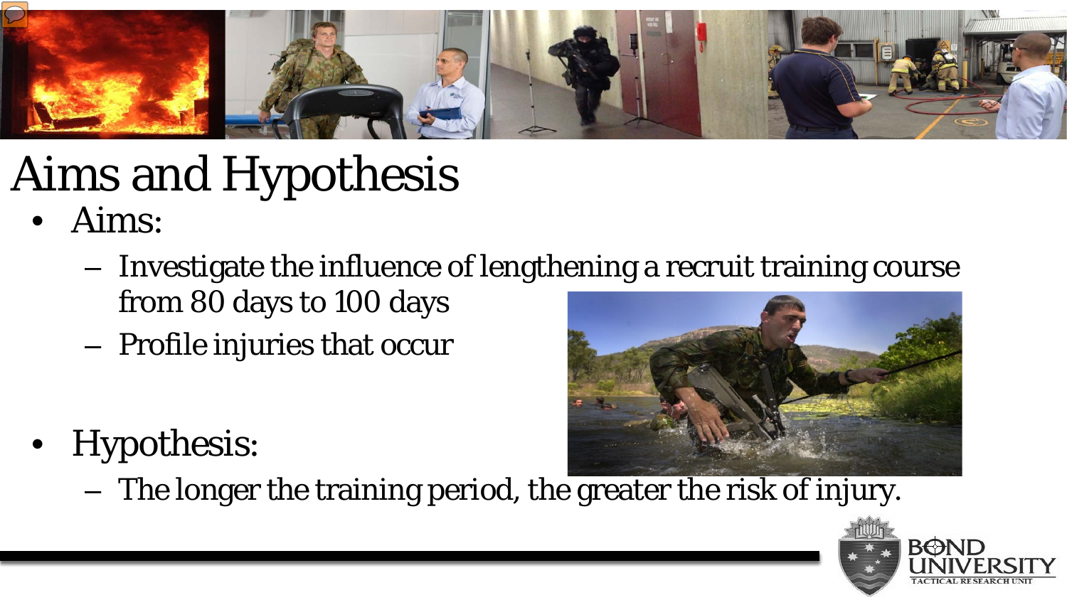# Aims and Hypothesis

- Aims:
  - Investigate the influence of lengthening a recruit training course from 80 days to 100 days
  - Profile injuries that occur
- Hypothesis:
  - The longer the training period, the greater the risk of injury.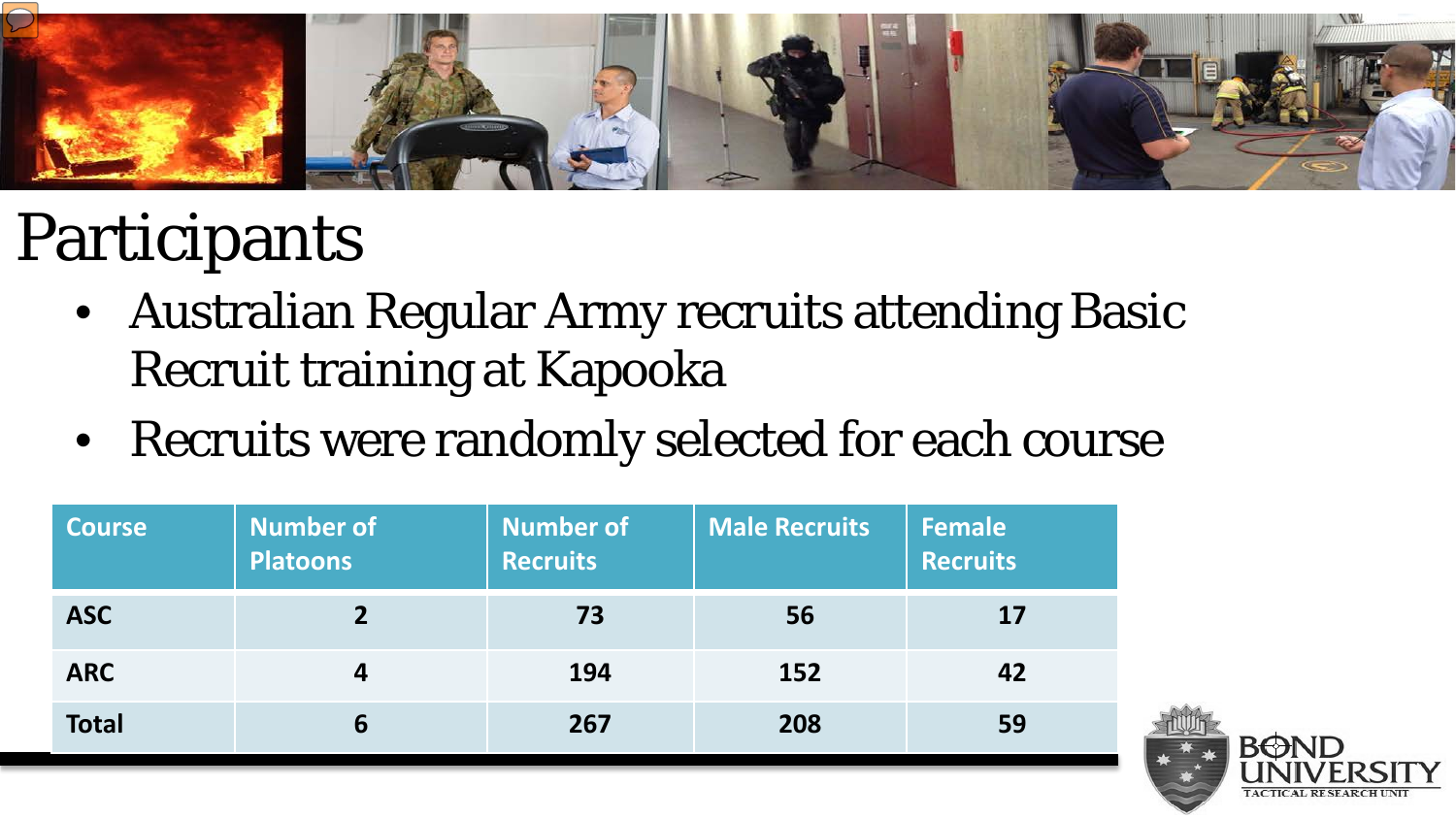# Participants

- Australian Regular Army recruits attending Basic Recruit training at Kapooka
- Recruits were randomly selected for each course

| Course | Number of Platoons | Number of Recruits | Male Recruits | Female Recruits |
|---|---|---|---|---|
| ASC | 2 | 73 | 56 | 17 |
| ARC | 4 | 194 | 152 | 42 |
| Total | 6 | 267 | 208 | 59 |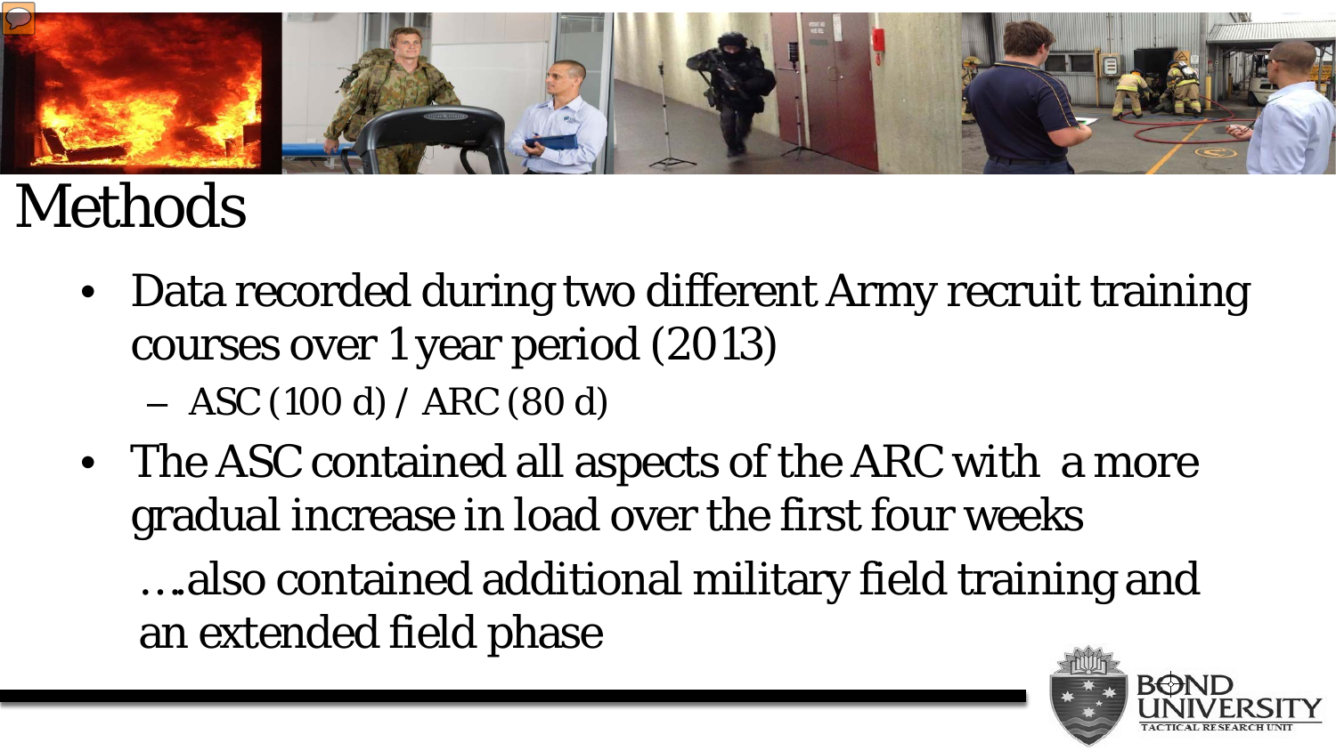# Methods

- Data recorded during two different Army recruit training courses over 1 year period (2013)
  - ASC (100 d) / ARC (80 d)
- The ASC contained all aspects of the ARC with a more gradual increase in load over the first four weeks

  ….also contained additional military field training and an extended field phase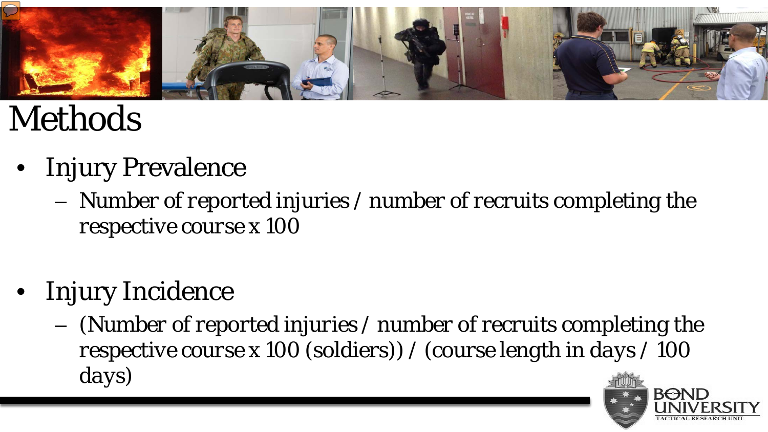# Methods

- Injury Prevalence
  - Number of reported injuries / number of recruits completing the respective course x 100

- Injury Incidence
  - (Number of reported injuries / number of recruits completing the respective course x 100 (soldiers)) / (course length in days / 100 days)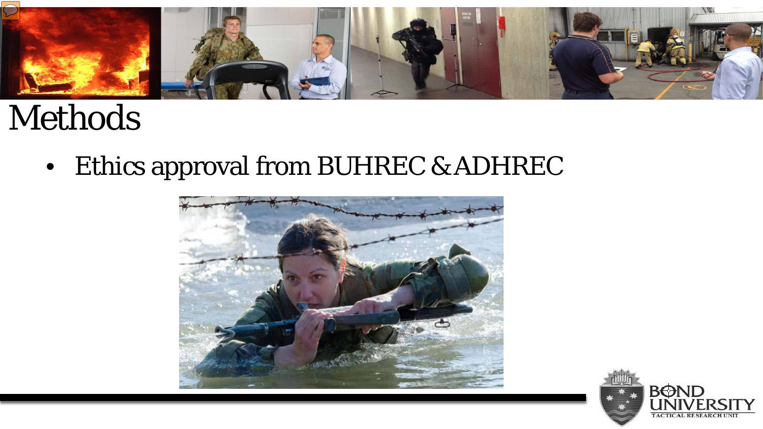# Methods

- Ethics approval from BUHREC & ADHREC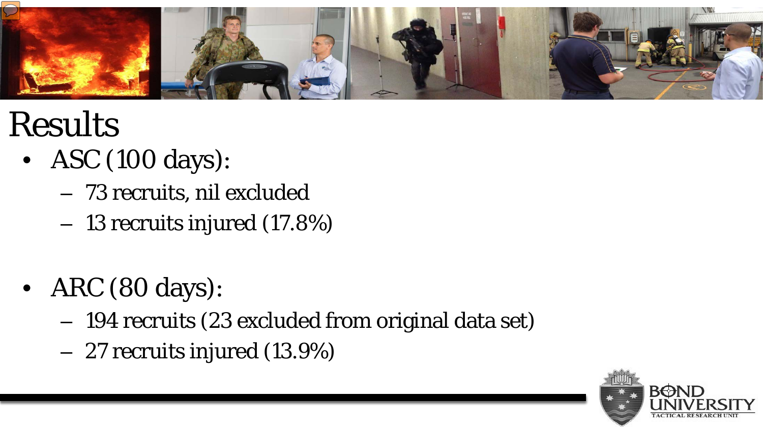# Results

- ASC (100 days):
  - 73 recruits, nil excluded
  - 13 recruits injured (17.8%)

- ARC (80 days):
  - 194 recruits (23 excluded from original data set)
  - 27 recruits injured (13.9%)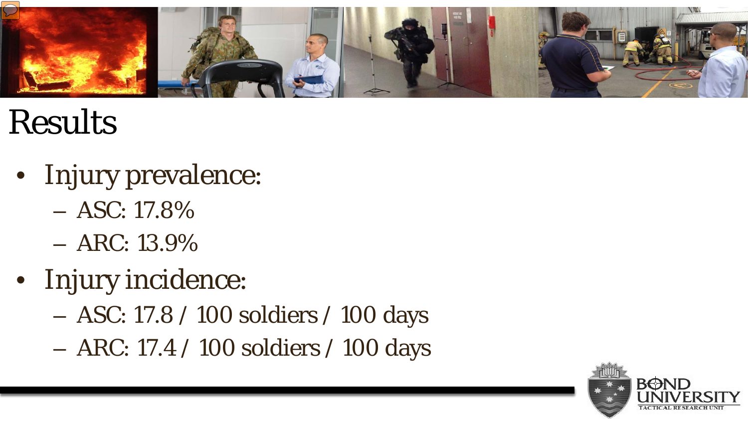# Results

- Injury prevalence:
  - ASC: 17.8%
  - ARC: 13.9%
- Injury incidence:
  - ASC: 17.8 / 100 soldiers / 100 days
  - ARC: 17.4 / 100 soldiers / 100 days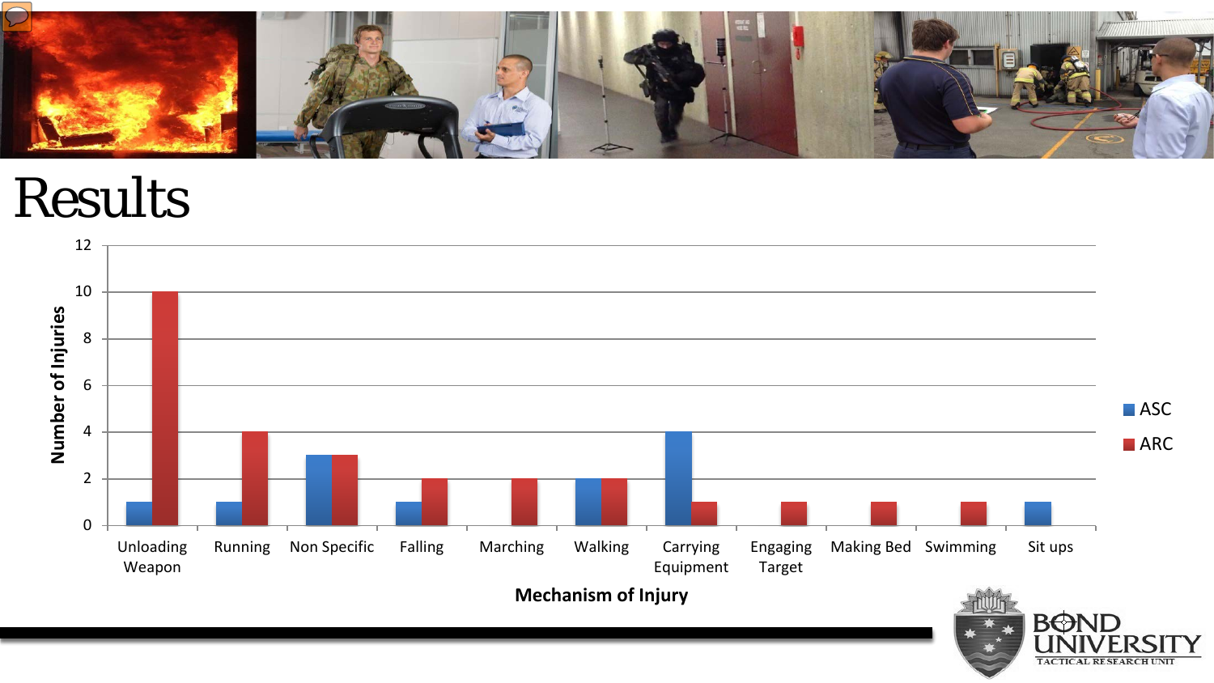# Results

12
10
8
6
4
2
0

Number of Injuries

Unloading Weapon
Running
Non Specific
Falling
Marching
Walking
Carrying Equipment
Engaging Target
Making Bed
Swimming
Sit ups

Mechanism of Injury

ASC
ARC

BOND UNIVERSITY
TACTICAL RESEARCH UNIT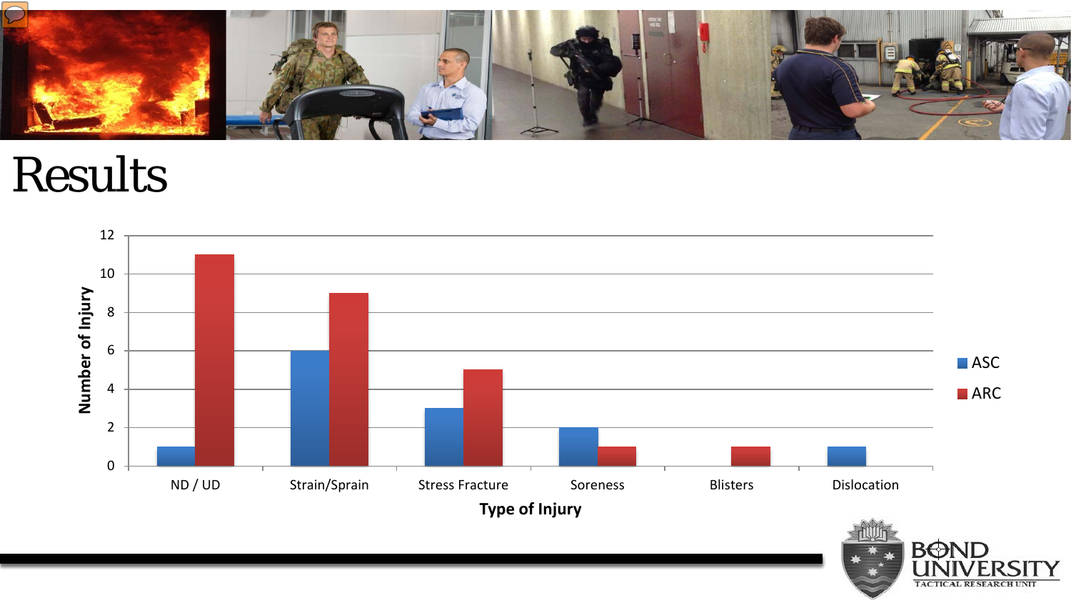# Results

12
10
8
6
4
2
0

Number of Injury

ND / UD
Strain/Sprain
Stress Fracture
Soreness
Blisters
Dislocation

Type of Injury

ASC
ARC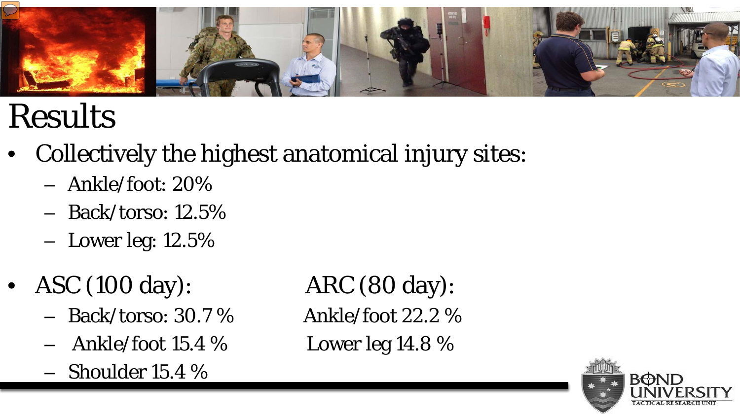# Results

- Collectively the highest anatomical injury sites:
  - Ankle/foot: 20%
  - Back/torso: 12.5%
  - Lower leg: 12.5%

- ASC (100 day):
  - Back/torso: 30.7 %
  - Ankle/foot 15.4 %
  - Shoulder 15.4 %

- ARC (80 day):
  - Ankle/foot 22.2 %
  - Lower leg 14.8 %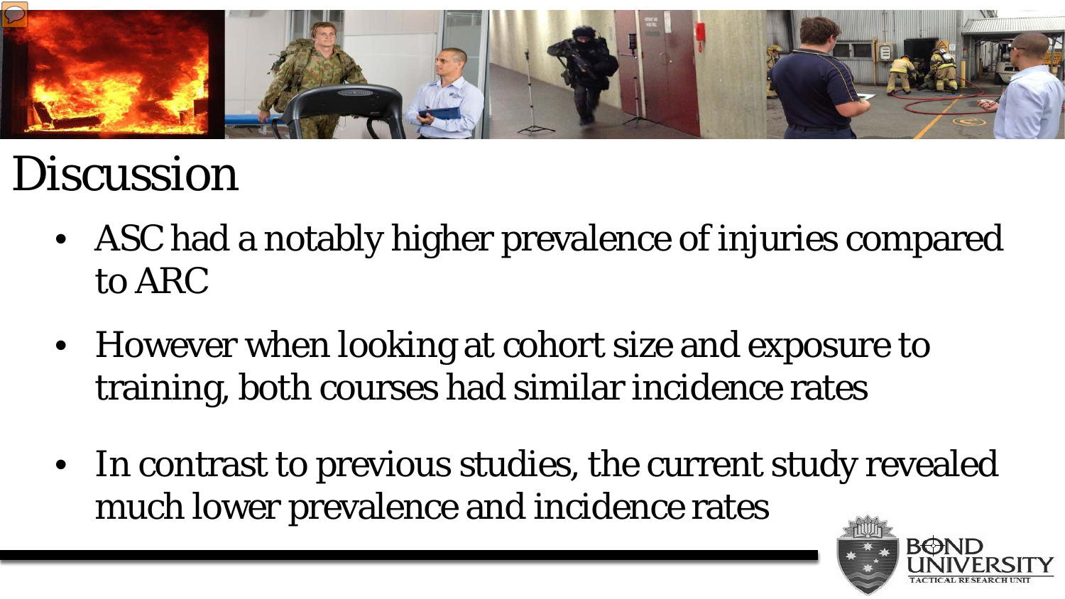# Discussion

- ASC had a notably higher prevalence of injuries compared to ARC
- However when looking at cohort size and exposure to training, both courses had similar incidence rates
- In contrast to previous studies, the current study revealed much lower prevalence and incidence rates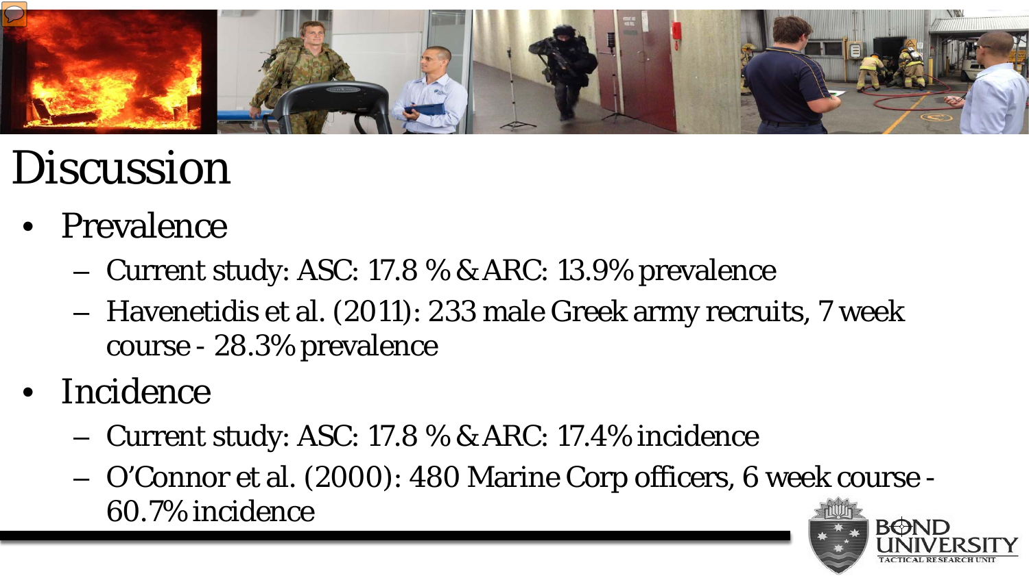# Discussion

- Prevalence
  - Current study: ASC: 17.8 % & ARC: 13.9% prevalence
  - Havenetidis et al. (2011): 233 male Greek army recruits, 7 week course - 28.3% prevalence
- Incidence
  - Current study: ASC: 17.8 % & ARC: 17.4% incidence
  - O'Connor et al. (2000): 480 Marine Corp officers, 6 week course - 60.7% incidence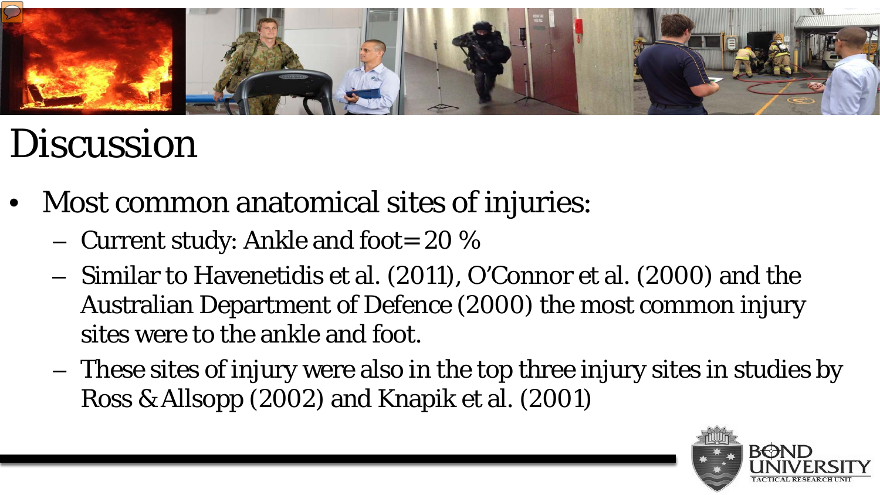# Discussion

- Most common anatomical sites of injuries:
  - Current study: Ankle and foot= 20 %
  - Similar to Havenetidis et al. (2011), O'Connor et al. (2000) and the Australian Department of Defence (2000) the most common injury sites were to the ankle and foot.
  - These sites of injury were also in the top three injury sites in studies by Ross & Allsopp (2002) and Knapik et al. (2001)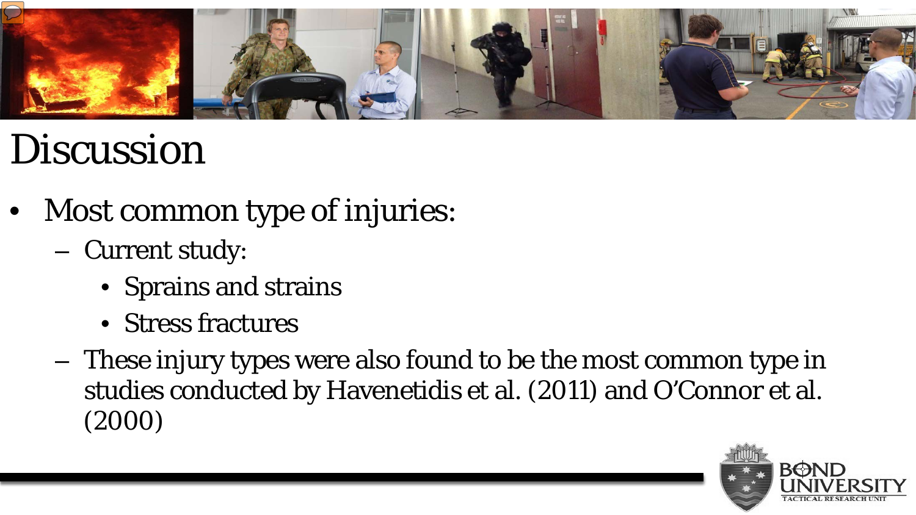# Discussion

- Most common type of injuries:
  - Current study:
    - Sprains and strains
    - Stress fractures
  - These injury types were also found to be the most common type in studies conducted by Havenetidis et al. (2011) and O'Connor et al. (2000)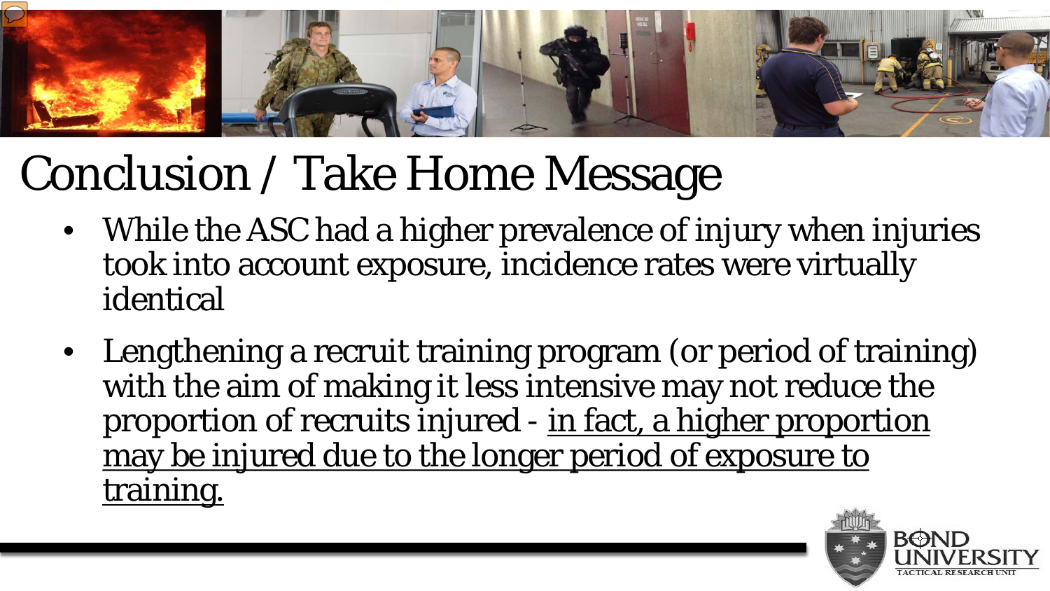# Conclusion / Take Home Message

- While the ASC had a higher prevalence of injury when injuries took into account exposure, incidence rates were virtually identical
- Lengthening a recruit training program (or period of training) with the aim of making it less intensive may not reduce the proportion of recruits injured - <u>in fact, a higher proportion may be injured due to the longer period of exposure to training.</u>

BOND UNIVERSITY
TACTICAL RESEARCH UNIT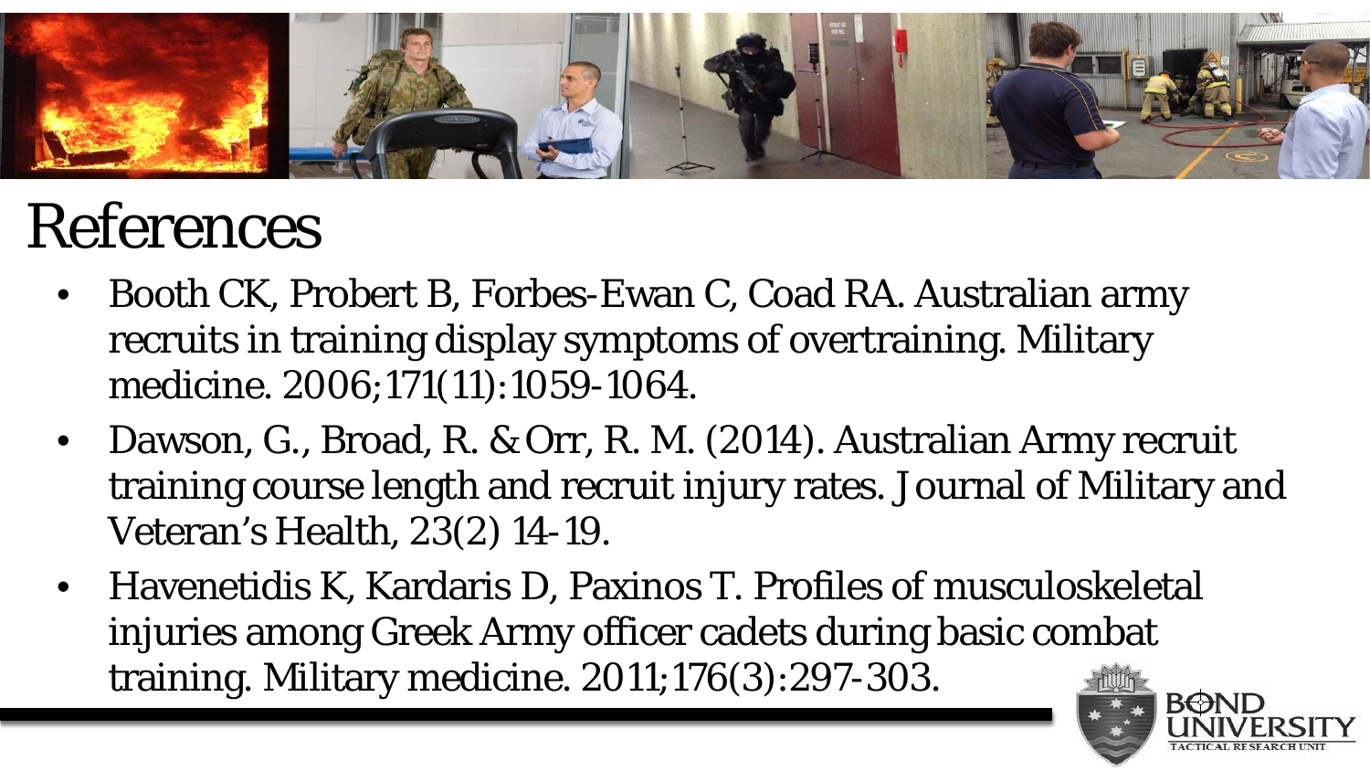# References

- Booth CK, Probert B, Forbes-Ewan C, Coad RA. Australian army recruits in training display symptoms of overtraining. Military medicine. 2006;171(11):1059-1064.
- Dawson, G., Broad, R. & Orr, R. M. (2014). Australian Army recruit training course length and recruit injury rates. Journal of Military and Veteran's Health, 23(2) 14-19.
- Havenetidis K, Kardaris D, Paxinos T. Profiles of musculoskeletal injuries among Greek Army officer cadets during basic combat training. Military medicine. 2011;176(3):297-303.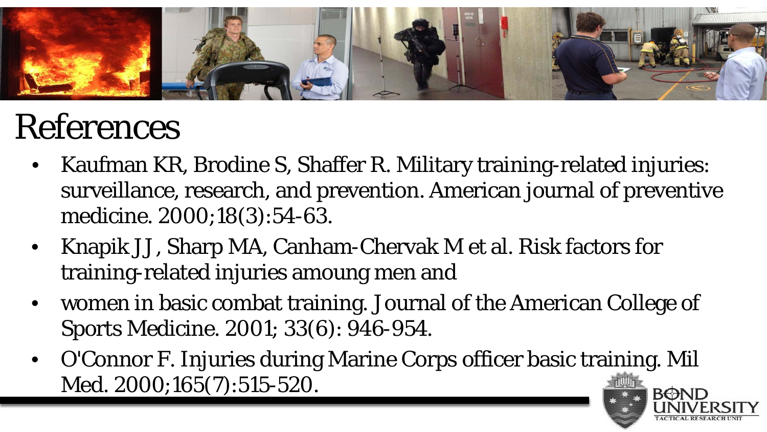# References

- Kaufman KR, Brodine S, Shaffer R. Military training-related injuries: surveillance, research, and prevention. American journal of preventive medicine. 2000;18(3):54-63.
- Knapik JJ, Sharp MA, Canham-Chervak M et al. Risk factors for training-related injuries amoung men and
- women in basic combat training. Journal of the American College of Sports Medicine. 2001; 33(6): 946-954.
- O'Connor F. Injuries during Marine Corps officer basic training. Mil Med. 2000;165(7):515-520.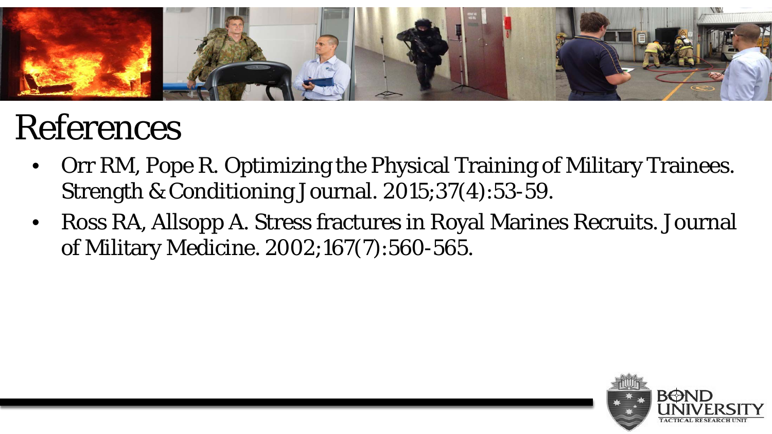# References

- Orr RM, Pope R. Optimizing the Physical Training of Military Trainees. Strength & Conditioning Journal. 2015;37(4):53-59.
- Ross RA, Allsopp A. Stress fractures in Royal Marines Recruits. Journal of Military Medicine. 2002;167(7):560-565.